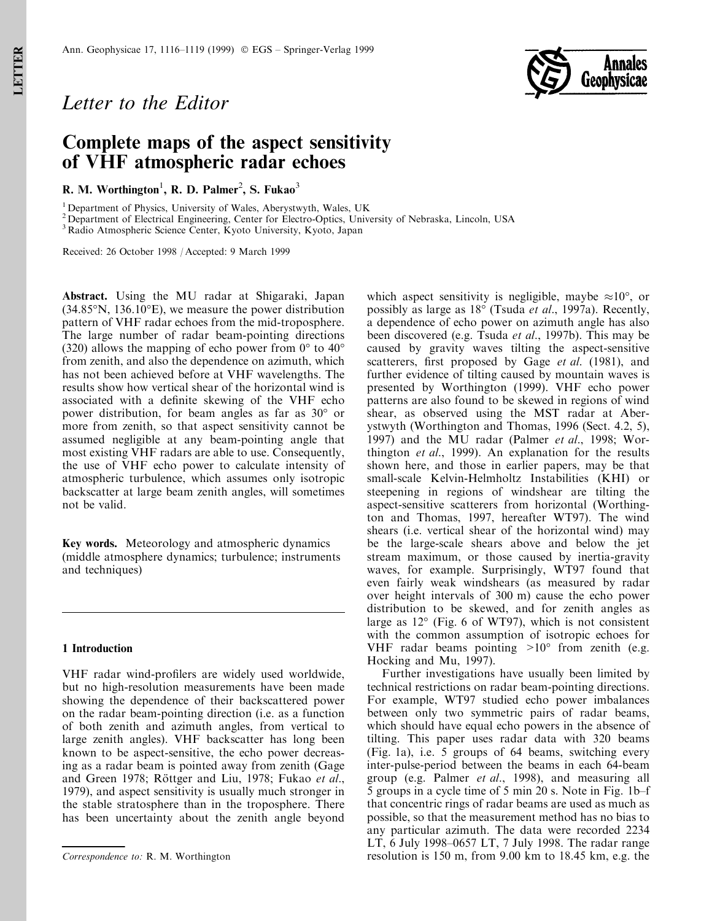*Letter to the Editor*

# Complete maps of the aspect sensitivity of VHF atmospheric radar echoes

**R. M. Worthington[1], R. D. Palmer[2], S. Fukao[3]**

[1] Department of Physics, University of Wales, Aberystwyth, Wales, UK
[2] Department of Electrical Engineering, Center for Electro-Optics, University of Nebraska, Lincoln, USA
[3] Radio Atmospheric Science Center, Kyoto University, Kyoto, Japan

Received: 26 October 1998 / Accepted: 9 March 1999

**Abstract.** Using the MU radar at Shigaraki, Japan (34.85°N, 136.10°E), we measure the power distribution pattern of VHF radar echoes from the mid-troposphere. The large number of radar beam-pointing directions (320) allows the mapping of echo power from 0° to 40° from zenith, and also the dependence on azimuth, which has not been achieved before at VHF wavelengths. The results show how vertical shear of the horizontal wind is associated with a definite skewing of the VHF echo power distribution, for beam angles as far as 30° or more from zenith, so that aspect sensitivity cannot be assumed negligible at any beam-pointing angle that most existing VHF radars are able to use. Consequently, the use of VHF echo power to calculate intensity of atmospheric turbulence, which assumes only isotropic backscatter at large beam zenith angles, will sometimes not be valid.

**Key words.** Meteorology and atmospheric dynamics (middle atmosphere dynamics; turbulence; instruments and techniques)

## 1 Introduction

VHF radar wind-profilers are widely used worldwide, but no high-resolution measurements have been made showing the dependence of their backscattered power on the radar beam-pointing direction (i.e. as a function of both zenith and azimuth angles, from vertical to large zenith angles). VHF backscatter has long been known to be aspect-sensitive, the echo power decreasing as a radar beam is pointed away from zenith (Gage and Green 1978; Röttger and Liu, 1978; Fukao *et al*., 1979), and aspect sensitivity is usually much stronger in the stable stratosphere than in the troposphere. There has been uncertainty about the zenith angle beyond which aspect sensitivity is negligible, maybe ≈10°, or possibly as large as 18° (Tsuda *et al*., 1997a). Recently, a dependence of echo power on azimuth angle has also been discovered (e.g. Tsuda *et al*., 1997b). This may be caused by gravity waves tilting the aspect-sensitive scatterers, first proposed by Gage *et al*. (1981), and further evidence of tilting caused by mountain waves is presented by Worthington (1999). VHF echo power patterns are also found to be skewed in regions of wind shear, as observed using the MST radar at Aberystwyth (Worthington and Thomas, 1996 (Sect. 4.2, 5), 1997) and the MU radar (Palmer *et al*., 1998; Worthington *et al*., 1999). An explanation for the results shown here, and those in earlier papers, may be that small-scale Kelvin-Helmholtz Instabilities (KHI) or steepening in regions of windshear are tilting the aspect-sensitive scatterers from horizontal (Worthington and Thomas, 1997, hereafter WT97). The wind shears (i.e. vertical shear of the horizontal wind) may be the large-scale shears above and below the jet stream maximum, or those caused by inertia-gravity waves, for example. Surprisingly, WT97 found that even fairly weak windshears (as measured by radar over height intervals of 300 m) cause the echo power distribution to be skewed, and for zenith angles as large as 12° (Fig. 6 of WT97), which is not consistent with the common assumption of isotropic echoes for VHF radar beams pointing >10° from zenith (e.g. Hocking and Mu, 1997).

Further investigations have usually been limited by technical restrictions on radar beam-pointing directions. For example, WT97 studied echo power imbalances between only two symmetric pairs of radar beams, which should have equal echo powers in the absence of tilting. This paper uses radar data with 320 beams (Fig. 1a), i.e. 5 groups of 64 beams, switching every inter-pulse-period between the beams in each 64-beam group (e.g. Palmer *et al*., 1998), and measuring all 5 groups in a cycle time of 5 min 20 s. Note in Fig. 1b–f that concentric rings of radar beams are used as much as possible, so that the measurement method has no bias to any particular azimuth. The data were recorded 2234 LT, 6 July 1998–0657 LT, 7 July 1998. The radar range resolution is 150 m, from 9.00 km to 18.45 km, e.g. the

*Correspondence to:* R. M. Worthington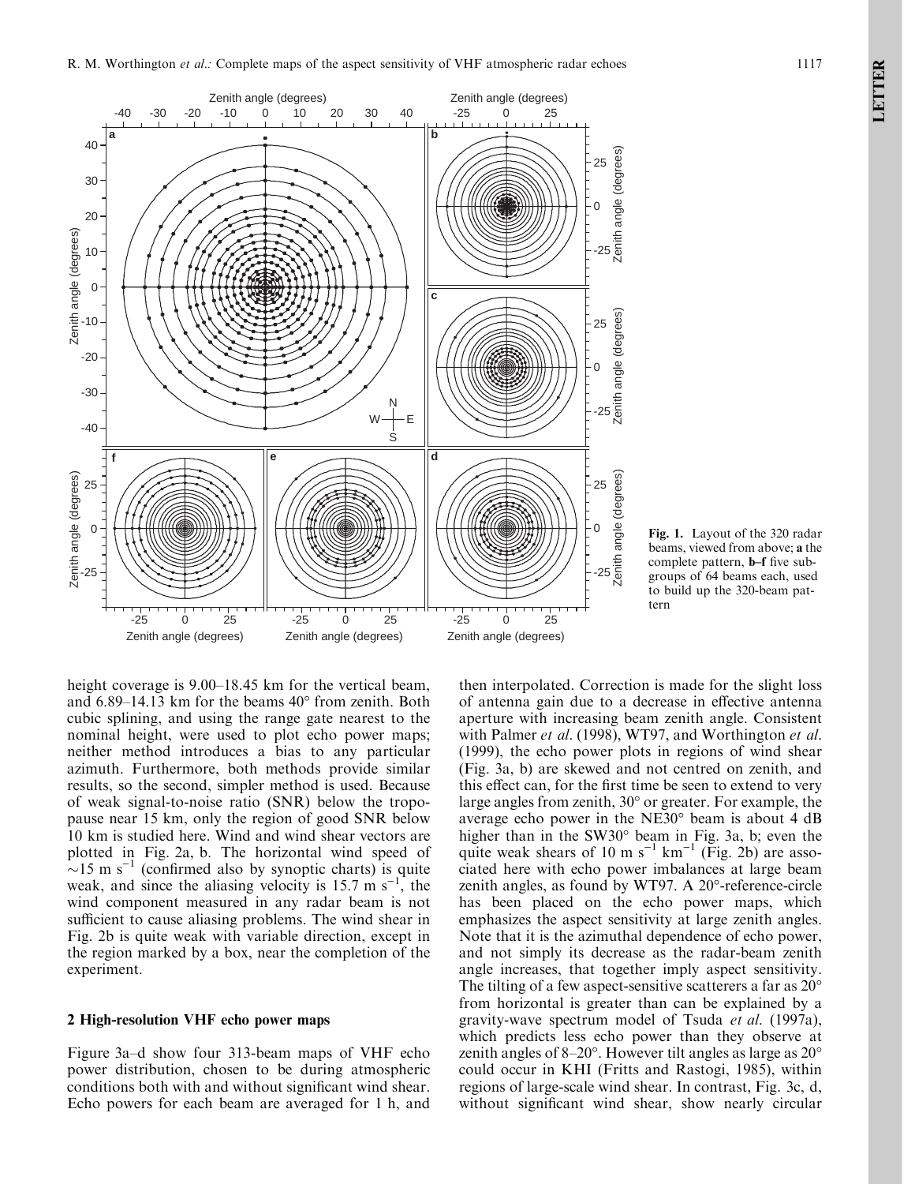Fig. 1. Layout of the 320 radar beams, viewed from above; **a** the complete pattern, **b–f** five subgroups of 64 beams each, used to build up the 320-beam pattern

height coverage is 9.00–18.45 km for the vertical beam, and 6.89–14.13 km for the beams 40° from zenith. Both cubic splining, and using the range gate nearest to the nominal height, were used to plot echo power maps; neither method introduces a bias to any particular azimuth. Furthermore, both methods provide similar results, so the second, simpler method is used. Because of weak signal-to-noise ratio (SNR) below the tropopause near 15 km, only the region of good SNR below 10 km is studied here. Wind and wind shear vectors are plotted in Fig. 2a, b. The horizontal wind speed of $\sim$15 m s$^{-1}$ (confirmed also by synoptic charts) is quite weak, and since the aliasing velocity is 15.7 m s$^{-1}$, the wind component measured in any radar beam is not sufficient to cause aliasing problems. The wind shear in Fig. 2b is quite weak with variable direction, except in the region marked by a box, near the completion of the experiment.

## 2 High-resolution VHF echo power maps

Figure 3a–d show four 313-beam maps of VHF echo power distribution, chosen to be during atmospheric conditions both with and without significant wind shear. Echo powers for each beam are averaged for 1 h, and then interpolated. Correction is made for the slight loss of antenna gain due to a decrease in effective antenna aperture with increasing beam zenith angle. Consistent with Palmer *et al*. (1998), WT97, and Worthington *et al*. (1999), the echo power plots in regions of wind shear (Fig. 3a, b) are skewed and not centred on zenith, and this effect can, for the first time be seen to extend to very large angles from zenith, 30° or greater. For example, the average echo power in the NE30° beam is about 4 dB higher than in the SW30° beam in Fig. 3a, b; even the quite weak shears of 10 m s$^{-1}$ km$^{-1}$ (Fig. 2b) are associated here with echo power imbalances at large beam zenith angles, as found by WT97. A 20°-reference-circle has been placed on the echo power maps, which emphasizes the aspect sensitivity at large zenith angles. Note that it is the azimuthal dependence of echo power, and not simply its decrease as the radar-beam zenith angle increases, that together imply aspect sensitivity. The tilting of a few aspect-sensitive scatterers a far as 20° from horizontal is greater than can be explained by a gravity-wave spectrum model of Tsuda *et al*. (1997a), which predicts less echo power than they observe at zenith angles of 8–20°. However tilt angles as large as 20° could occur in KHI (Fritts and Rastogi, 1985), within regions of large-scale wind shear. In contrast, Fig. 3c, d, without significant wind shear, show nearly circular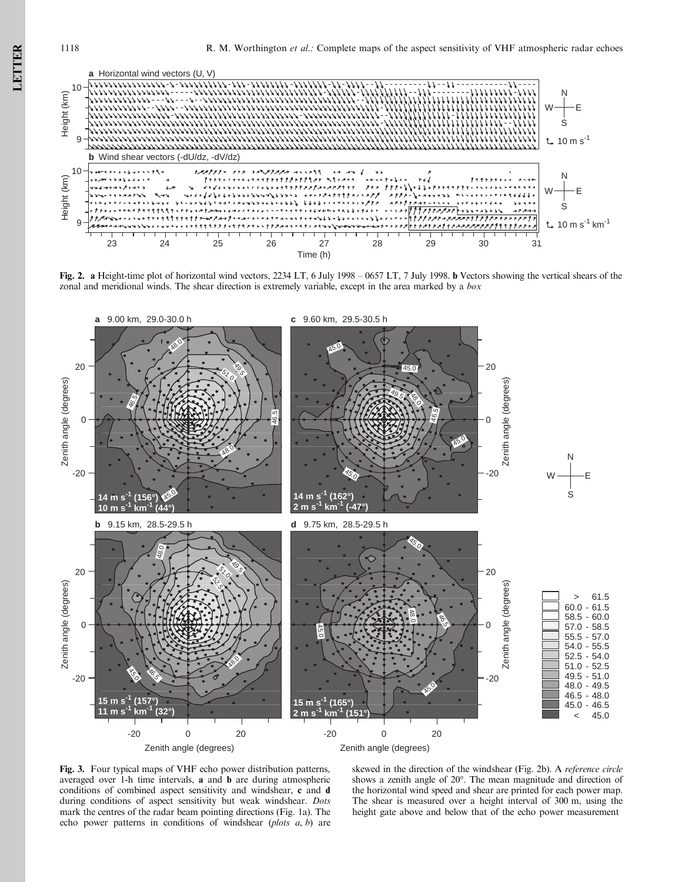**Fig. 2.** **a** Height-time plot of horizontal wind vectors, 2234 LT, 6 July 1998 – 0657 LT, 7 July 1998. **b** Vectors showing the vertical shears of the zonal and meridional winds. The shear direction is extremely variable, except in the area marked by a *box*

**Fig. 3.** Four typical maps of VHF echo power distribution patterns, averaged over 1-h time intervals, **a** and **b** are during atmospheric conditions of combined aspect sensitivity and windshear, **c** and **d** during conditions of aspect sensitivity but weak windshear. *Dots* mark the centres of the radar beam pointing directions (Fig. 1a). The echo power patterns in conditions of windshear (*plots a*, *b*) are skewed in the direction of the windshear (Fig. 2b). A *reference circle* shows a zenith angle of 20°. The mean magnitude and direction of the horizontal wind speed and shear are printed for each power map. The shear is measured over a height interval of 300 m, using the height gate above and below that of the echo power measurement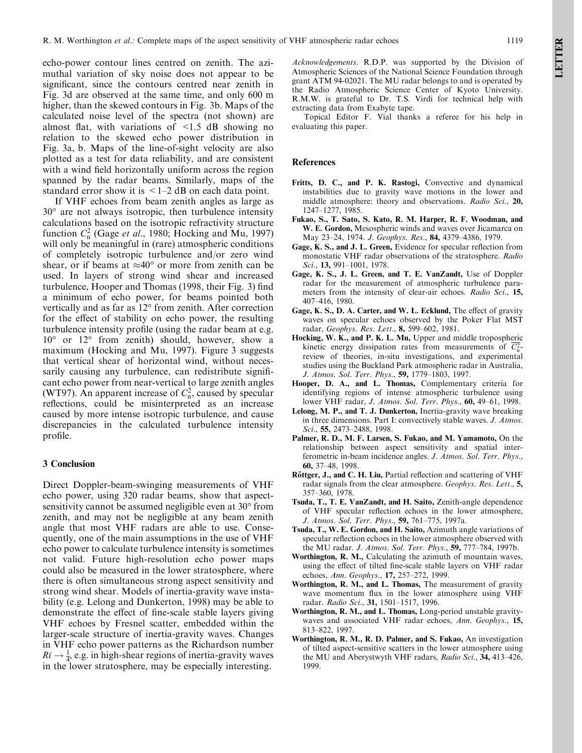echo-power contour lines centred on zenith. The azimuthal variation of sky noise does not appear to be significant, since the contours centred near zenith in Fig. 3d are observed at the same time, and only 600 m higher, than the skewed contours in Fig. 3b. Maps of the calculated noise level of the spectra (not shown) are almost flat, with variations of <1.5 dB showing no relation to the skewed echo power distribution in Fig. 3a, b. Maps of the line-of-sight velocity are also plotted as a test for data reliability, and are consistent with a wind field horizontally uniform across the region spanned by the radar beams. Similarly, maps of the standard error show it is < 1–2 dB on each data point.

If VHF echoes from beam zenith angles as large as 30° are not always isotropic, then turbulence intensity calculations based on the isotropic refractivity structure function $C_n^2$ (Gage *et al*., 1980; Hocking and Mu, 1997) will only be meaningful in (rare) atmospheric conditions of completely isotropic turbulence and/or zero wind shear, or if beams at ≈40° or more from zenith can be used. In layers of strong wind shear and increased turbulence, Hooper and Thomas (1998, their Fig. 3) find a minimum of echo power, for beams pointed both vertically and as far as 12° from zenith. After correction for the effect of stability on echo power, the resulting turbulence intensity profile (using the radar beam at e.g. 10° or 12° from zenith) should, however, show a maximum (Hocking and Mu, 1997). Figure 3 suggests that vertical shear of horizontal wind, without necessarily causing any turbulence, can redistribute significant echo power from near-vertical to large zenith angles (WT97). An apparent increase of $C_n^2$, caused by specular reflections, could be misinterpreted as an increase caused by more intense isotropic turbulence, and cause discrepancies in the calculated turbulence intensity profile.

## 3 Conclusion

Direct Doppler-beam-swinging measurements of VHF echo power, using 320 radar beams, show that aspect-sensitivity cannot be assumed negligible even at 30° from zenith, and may not be negligible at any beam zenith angle that most VHF radars are able to use. Consequently, one of the main assumptions in the use of VHF echo power to calculate turbulence intensity is sometimes not valid. Future high-resolution echo power maps could also be measured in the lower stratosphere, where there is often simultaneous strong aspect sensitivity and strong wind shear. Models of inertia-gravity wave instability (e.g. Lelong and Dunkerton, 1998) may be able to demonstrate the effect of fine-scale stable layers giving VHF echoes by Fresnel scatter, embedded within the larger-scale structure of inertia-gravity waves. Changes in VHF echo power patterns as the Richardson number $Ri \rightarrow \frac{1}{4}$, e.g. in high-shear regions of inertia-gravity waves in the lower stratosphere, may be especially interesting.

*Acknowledgements*. R.D.P. was supported by the Division of Atmospheric Sciences of the National Science Foundation through grant ATM 94-02021. The MU radar belongs to and is operated by the Radio Atmospheric Science Center of Kyoto University. R.M.W. is grateful to Dr. T.S. Virdi for technical help with extracting data from Exabyte tape.

Topical Editor F. Vial thanks a referee for his help in evaluating this paper.

## References

**Fritts, D. C., and P. K. Rastogi,** Convective and dynamical instabilities due to gravity wave motions in the lower and middle atmosphere: theory and observations. *Radio Sci*., **20,** 1247–1277, 1985.

**Fukao, S., T. Sato, S. Kato, R. M. Harper, R. F. Woodman, and W. E. Gordon,** Mesospheric winds and waves over Jicamarca on May 23–24, 1974. *J. Geophys. Res*., **84,** 4379–4386, 1979.

**Gage, K. S., and J. L. Green,** Evidence for specular reflection from monostatic VHF radar observations of the stratosphere. *Radio Sci*., **13,** 991–1001, 1978.

**Gage, K. S., J. L. Green, and T. E. VanZandt,** Use of Doppler radar for the measurement of atmospheric turbulence parameters from the intensity of clear-air echoes. *Radio Sci*., **15,** 407–416, 1980.

**Gage, K. S., D. A. Carter, and W. L. Ecklund,** The effect of gravity waves on specular echoes observed by the Poker Flat MST radar, *Geophys. Res. Lett*., **8,** 599–602, 1981.

**Hocking, W. K., and P. K. L. Mu,** Upper and middle tropospheric kinetic energy dissipation rates from measurements of $\overline{C_n^2}$-review of theories, in-situ investigations, and experimental studies using the Buckland Park atmospheric radar in Australia, *J. Atmos. Sol. Terr. Phys*., **59,** 1779–1803, 1997.

**Hooper, D. A., and L. Thomas,** Complementary criteria for identifying regions of intense atmospheric turbulence using lower VHF radar, *J. Atmos. Sol. Terr. Phys*., **60,** 49–61, 1998.

**Lelong, M. P., and T. J. Dunkerton,** Inertia-gravity wave breaking in three dimensions. Part I: convectively stable waves. *J. Atmos. Sci*., **55,** 2473–2488, 1998.

**Palmer, R. D., M. F. Larsen, S. Fukao, and M. Yamamoto,** On the relationship between aspect sensitivity and spatial interferometric in-beam incidence angles. *J. Atmos. Sol. Terr. Phys*., **60,** 37–48, 1998.

**Röttger, J., and C. H. Liu,** Partial reflection and scattering of VHF radar signals from the clear atmosphere. *Geophys. Res. Lett*., **5,** 357–360, 1978.

**Tsuda, T., T. E. VanZandt, and H. Saito,** Zenith-angle dependence of VHF specular reflection echoes in the lower atmosphere, *J. Atmos. Sol. Terr. Phys*., **59,** 761–775, 1997a.

**Tsuda, T., W. E. Gordon, and H. Saito,** Azimuth angle variations of specular reflection echoes in the lower atmosphere observed with the MU radar. *J. Atmos. Sol. Terr. Phys*., **59,** 777–784, 1997b.

**Worthington, R. M.,** Calculating the azimuth of mountain waves, using the effect of tilted fine-scale stable layers on VHF radar echoes, *Ann. Geophys*., **17,** 257–272, 1999.

**Worthington, R. M., and L. Thomas,** The measurement of gravity wave momentum flux in the lower atmosphere using VHF radar. *Radio Sci*., **31,** 1501–1517, 1996.

**Worthington, R. M., and L. Thomas,** Long-period unstable gravity-waves and associated VHF radar echoes, *Ann. Geophys*., **15,** 813–822, 1997.

**Worthington, R. M., R. D. Palmer, and S. Fukao,** An investigation of tilted aspect-sensitive scatters in the lower atmosphere using the MU and Aberystwyth VHF radars, *Radio Sci*., **34,** 413–426, 1999.